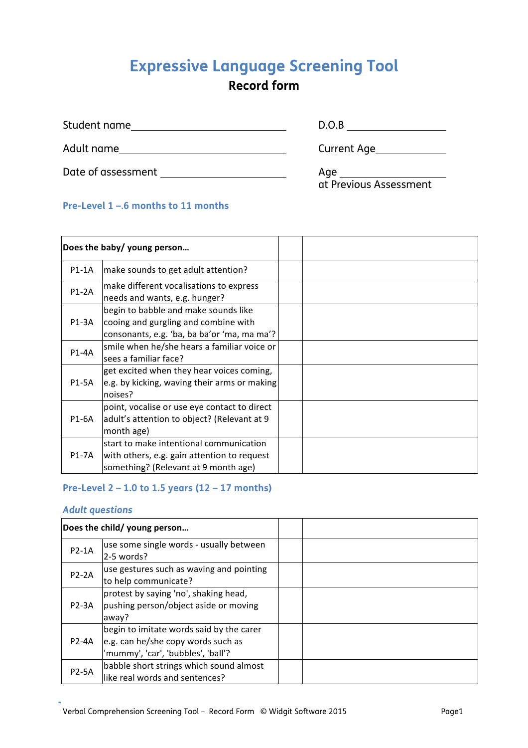# Expressive Language Screening Tool

## Record form

Student name\_\_\_\_\_\_\_\_\_\_\_\_\_\_\_\_\_\_\_\_\_\_\_\_\_\_\_\_

D.O.B \_\_\_\_\_\_\_\_\_\_\_\_\_\_\_\_

Adult name\_\_\_\_\_\_\_\_\_\_\_\_\_\_\_\_\_\_\_\_\_\_\_\_\_\_\_\_

Current Age\_\_\_\_\_\_\_\_\_\_\_\_

Date of assessment \_\_\_\_\_\_\_\_\_\_\_\_\_\_\_\_\_\_\_\_

Age \_\_\_\_\_\_\_\_\_\_\_\_\_\_\_\_\_\_
at Previous Assessment

### Pre-Level 1 –.6 months to 11 months

| **Does the baby/ young person…** | | | |
|---|---|---|---|
| P1-1A | make sounds to get adult attention? | | |
| P1-2A | make different vocalisations to express needs and wants, e.g. hunger? | | |
| P1-3A | begin to babble and make sounds like cooing and gurgling and combine with consonants, e.g. 'ba, ba ba'or 'ma, ma ma'? | | |
| P1-4A | smile when he/she hears a familiar voice or sees a familiar face? | | |
| P1-5A | get excited when they hear voices coming, e.g. by kicking, waving their arms or making noises? | | |
| P1-6A | point, vocalise or use eye contact to direct adult's attention to object? (Relevant at 9 month age) | | |
| P1-7A | start to make intentional communication with others, e.g. gain attention to request something? (Relevant at 9 month age) | | |

### Pre-Level 2 – 1.0 to 1.5 years (12 – 17 months)

#### *Adult questions*

| **Does the child/ young person…** | | | |
|---|---|---|---|
| P2-1A | use some single words - usually between 2-5 words? | | |
| P2-2A | use gestures such as waving and pointing to help communicate? | | |
| P2-3A | protest by saying 'no', shaking head, pushing person/object aside or moving away? | | |
| P2-4A | begin to imitate words said by the carer e.g. can he/she copy words such as 'mummy', 'car', 'bubbles', 'ball'? | | |
| P2-5A | babble short strings which sound almost like real words and sentences? | | |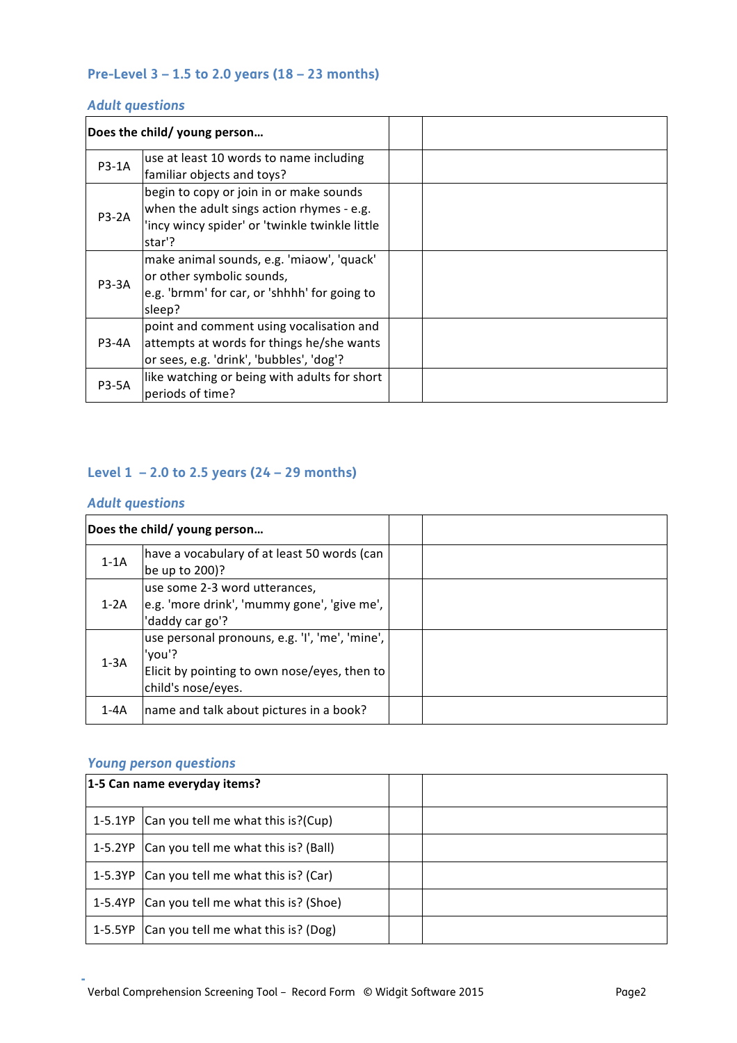### Pre-Level 3 – 1.5 to 2.0 years (18 – 23 months)

*Adult questions*

| Does the child/ young person… | | | |
|---|---|---|---|
| P3-1A | use at least 10 words to name including familiar objects and toys? | | |
| P3-2A | begin to copy or join in or make sounds when the adult sings action rhymes - e.g. 'incy wincy spider' or 'twinkle twinkle little star'? | | |
| P3-3A | make animal sounds, e.g. 'miaow', 'quack' or other symbolic sounds, e.g. 'brmm' for car, or 'shhhh' for going to sleep? | | |
| P3-4A | point and comment using vocalisation and attempts at words for things he/she wants or sees, e.g. 'drink', 'bubbles', 'dog'? | | |
| P3-5A | like watching or being with adults for short periods of time? | | |

### Level 1 – 2.0 to 2.5 years (24 – 29 months)

*Adult questions*

| Does the child/ young person… | | | |
|---|---|---|---|
| 1-1A | have a vocabulary of at least 50 words (can be up to 200)? | | |
| 1-2A | use some 2-3 word utterances, e.g. 'more drink', 'mummy gone', 'give me', 'daddy car go'? | | |
| 1-3A | use personal pronouns, e.g. 'I', 'me', 'mine', 'you'? Elicit by pointing to own nose/eyes, then to child's nose/eyes. | | |
| 1-4A | name and talk about pictures in a book? | | |

*Young person questions*

| 1-5 Can name everyday items? | | | |
|---|---|---|---|
| 1-5.1YP | Can you tell me what this is?(Cup) | | |
| 1-5.2YP | Can you tell me what this is? (Ball) | | |
| 1-5.3YP | Can you tell me what this is? (Car) | | |
| 1-5.4YP | Can you tell me what this is? (Shoe) | | |
| 1-5.5YP | Can you tell me what this is? (Dog) | | |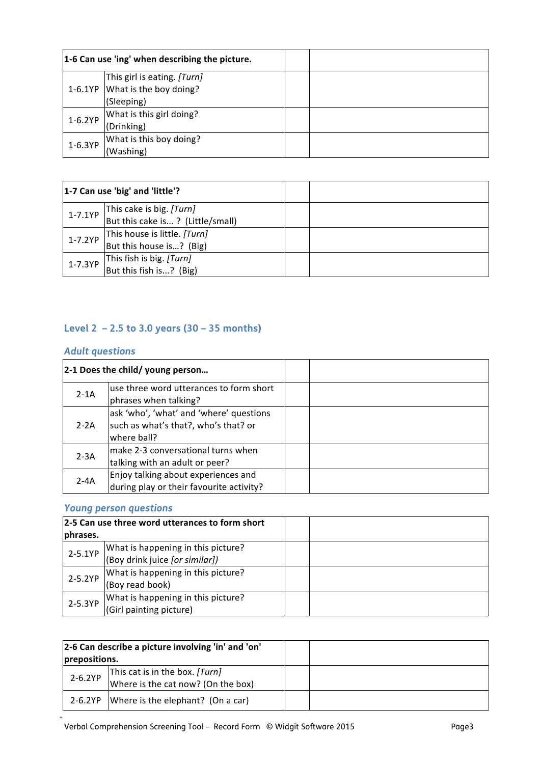| 1-6 Can use 'ing' when describing the picture. | | | |
|---|---|---|---|
| 1-6.1YP | This girl is eating. *[Turn]* What is the boy doing? (Sleeping) | | |
| 1-6.2YP | What is this girl doing? (Drinking) | | |
| 1-6.3YP | What is this boy doing? (Washing) | | |

| 1-7 Can use 'big' and 'little'? | | | |
|---|---|---|---|
| 1-7.1YP | This cake is big. *[Turn]* But this cake is... ? (Little/small) | | |
| 1-7.2YP | This house is little. *[Turn]* But this house is…? (Big) | | |
| 1-7.3YP | This fish is big. *[Turn]* But this fish is...? (Big) | | |

## Level 2 – 2.5 to 3.0 years (30 – 35 months)

### *Adult questions*

| 2-1 Does the child/ young person… | | | |
|---|---|---|---|
| 2-1A | use three word utterances to form short phrases when talking? | | |
| 2-2A | ask 'who', 'what' and 'where' questions such as what's that?, who's that? or where ball? | | |
| 2-3A | make 2-3 conversational turns when talking with an adult or peer? | | |
| 2-4A | Enjoy talking about experiences and during play or their favourite activity? | | |

### *Young person questions*

| 2-5 Can use three word utterances to form short phrases. | | | |
|---|---|---|---|
| 2-5.1YP | What is happening in this picture? (Boy drink juice *[or similar]*) | | |
| 2-5.2YP | What is happening in this picture? (Boy read book) | | |
| 2-5.3YP | What is happening in this picture? (Girl painting picture) | | |

| 2-6 Can describe a picture involving 'in' and 'on' prepositions. | | | |
|---|---|---|---|
| 2-6.2YP | This cat is in the box. *[Turn]* Where is the cat now? (On the box) | | |
| 2-6.2YP | Where is the elephant? (On a car) | | |

Verbal Comprehension Screening Tool – Record Form © Widgit Software 2015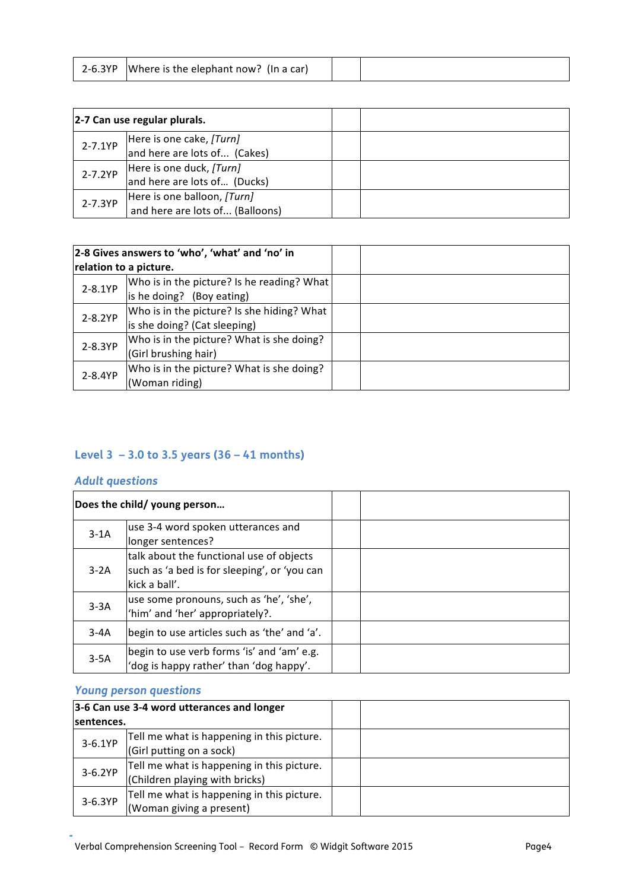| | | | |
|---|---|---|---|
| 2-6.3YP | Where is the elephant now? (In a car) | | |

| **2-7 Can use regular plurals.** | | | |
|---|---|---|---|
| 2-7.1YP | Here is one cake, *[Turn]* and here are lots of... (Cakes) | | |
| 2-7.2YP | Here is one duck, *[Turn]* and here are lots of… (Ducks) | | |
| 2-7.3YP | Here is one balloon, *[Turn]* and here are lots of... (Balloons) | | |

| **2-8 Gives answers to 'who', 'what' and 'no' in relation to a picture.** | | | |
|---|---|---|---|
| 2-8.1YP | Who is in the picture? Is he reading? What is he doing? (Boy eating) | | |
| 2-8.2YP | Who is in the picture? Is she hiding? What is she doing? (Cat sleeping) | | |
| 2-8.3YP | Who is in the picture? What is she doing? (Girl brushing hair) | | |
| 2-8.4YP | Who is in the picture? What is she doing? (Woman riding) | | |

## Level 3 – 3.0 to 3.5 years (36 – 41 months)

### *Adult questions*

| **Does the child/ young person…** | | | |
|---|---|---|---|
| 3-1A | use 3-4 word spoken utterances and longer sentences? | | |
| 3-2A | talk about the functional use of objects such as 'a bed is for sleeping', or 'you can kick a ball'. | | |
| 3-3A | use some pronouns, such as 'he', 'she', 'him' and 'her' appropriately?. | | |
| 3-4A | begin to use articles such as 'the' and 'a'. | | |
| 3-5A | begin to use verb forms 'is' and 'am' e.g. 'dog is happy rather' than 'dog happy'. | | |

### *Young person questions*

| **3-6 Can use 3-4 word utterances and longer sentences.** | | | |
|---|---|---|---|
| 3-6.1YP | Tell me what is happening in this picture. (Girl putting on a sock) | | |
| 3-6.2YP | Tell me what is happening in this picture. (Children playing with bricks) | | |
| 3-6.3YP | Tell me what is happening in this picture. (Woman giving a present) | | |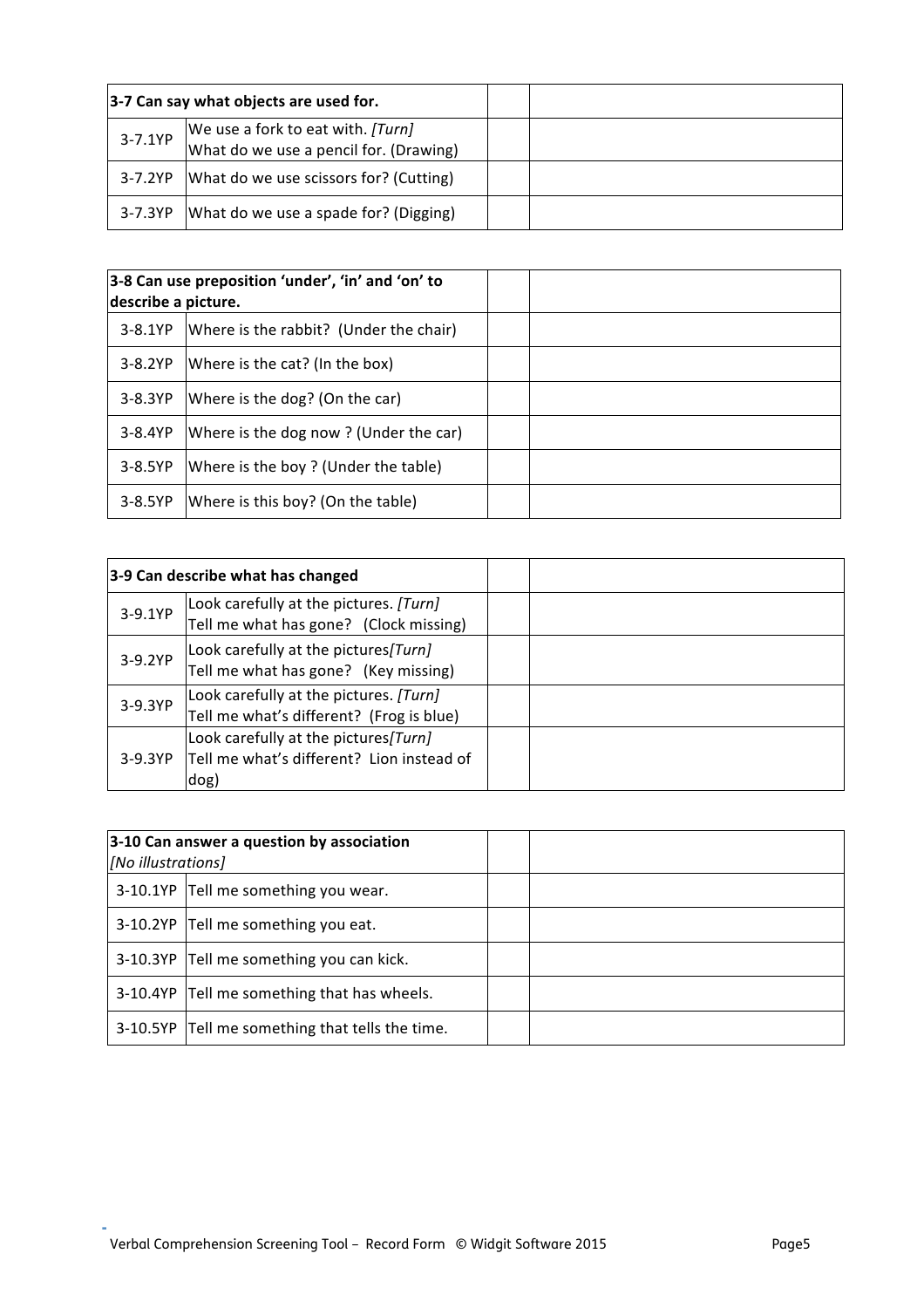| 3-7 Can say what objects are used for. | | | |
|---|---|---|---|
| 3-7.1YP | We use a fork to eat with. *[Turn]* What do we use a pencil for. (Drawing) | | |
| 3-7.2YP | What do we use scissors for? (Cutting) | | |
| 3-7.3YP | What do we use a spade for? (Digging) | | |

| 3-8 Can use preposition 'under', 'in' and 'on' to describe a picture. | | | |
|---|---|---|---|
| 3-8.1YP | Where is the rabbit? (Under the chair) | | |
| 3-8.2YP | Where is the cat? (In the box) | | |
| 3-8.3YP | Where is the dog? (On the car) | | |
| 3-8.4YP | Where is the dog now ? (Under the car) | | |
| 3-8.5YP | Where is the boy ? (Under the table) | | |
| 3-8.5YP | Where is this boy? (On the table) | | |

| 3-9 Can describe what has changed | | | |
|---|---|---|---|
| 3-9.1YP | Look carefully at the pictures. *[Turn]* Tell me what has gone? (Clock missing) | | |
| 3-9.2YP | Look carefully at the pictures*[Turn]* Tell me what has gone? (Key missing) | | |
| 3-9.3YP | Look carefully at the pictures. *[Turn]* Tell me what's different? (Frog is blue) | | |
| 3-9.3YP | Look carefully at the pictures*[Turn]* Tell me what's different? Lion instead of dog) | | |

| 3-10 Can answer a question by association *[No illustrations]* | | | |
|---|---|---|---|
| 3-10.1YP | Tell me something you wear. | | |
| 3-10.2YP | Tell me something you eat. | | |
| 3-10.3YP | Tell me something you can kick. | | |
| 3-10.4YP | Tell me something that has wheels. | | |
| 3-10.5YP | Tell me something that tells the time. | | |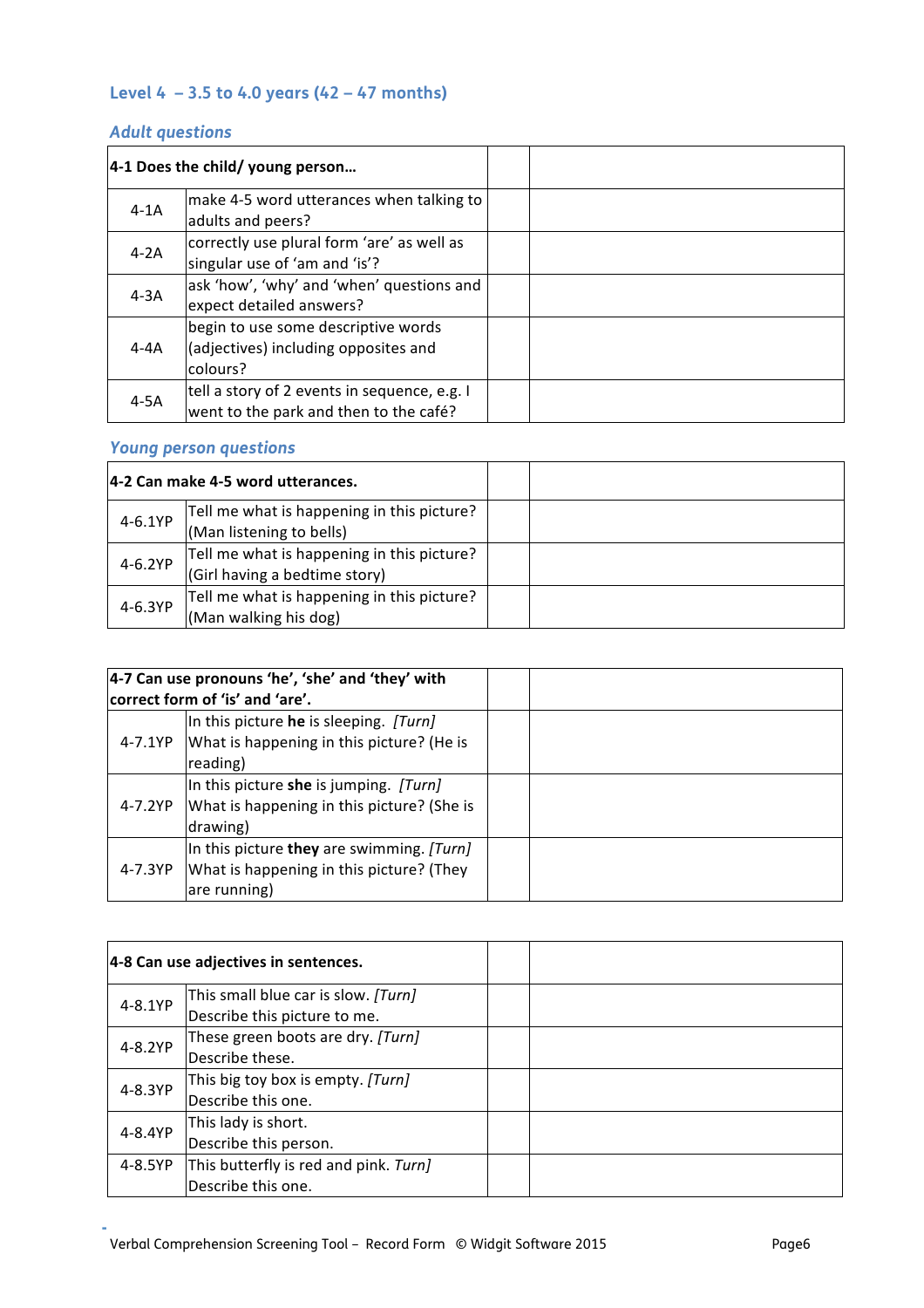## Level 4 – 3.5 to 4.0 years (42 – 47 months)

### *Adult questions*

| **4-1 Does the child/ young person…** | | | |
|---|---|---|---|
| 4-1A | make 4-5 word utterances when talking to adults and peers? | | |
| 4-2A | correctly use plural form 'are' as well as singular use of 'am and 'is'? | | |
| 4-3A | ask 'how', 'why' and 'when' questions and expect detailed answers? | | |
| 4-4A | begin to use some descriptive words (adjectives) including opposites and colours? | | |
| 4-5A | tell a story of 2 events in sequence, e.g. I went to the park and then to the café? | | |

### *Young person questions*

| **4-2 Can make 4-5 word utterances.** | | | |
|---|---|---|---|
| 4-6.1YP | Tell me what is happening in this picture? (Man listening to bells) | | |
| 4-6.2YP | Tell me what is happening in this picture? (Girl having a bedtime story) | | |
| 4-6.3YP | Tell me what is happening in this picture? (Man walking his dog) | | |

| **4-7 Can use pronouns 'he', 'she' and 'they' with correct form of 'is' and 'are'.** | | | |
|---|---|---|---|
| 4-7.1YP | In this picture **he** is sleeping. *[Turn]* What is happening in this picture? (He is reading) | | |
| 4-7.2YP | In this picture **she** is jumping. *[Turn]* What is happening in this picture? (She is drawing) | | |
| 4-7.3YP | In this picture **they** are swimming. *[Turn]* What is happening in this picture? (They are running) | | |

| **4-8 Can use adjectives in sentences.** | | | |
|---|---|---|---|
| 4-8.1YP | This small blue car is slow. *[Turn]* Describe this picture to me. | | |
| 4-8.2YP | These green boots are dry. *[Turn]* Describe these. | | |
| 4-8.3YP | This big toy box is empty. *[Turn]* Describe this one. | | |
| 4-8.4YP | This lady is short. Describe this person. | | |
| 4-8.5YP | This butterfly is red and pink. *Turn]* Describe this one. | | |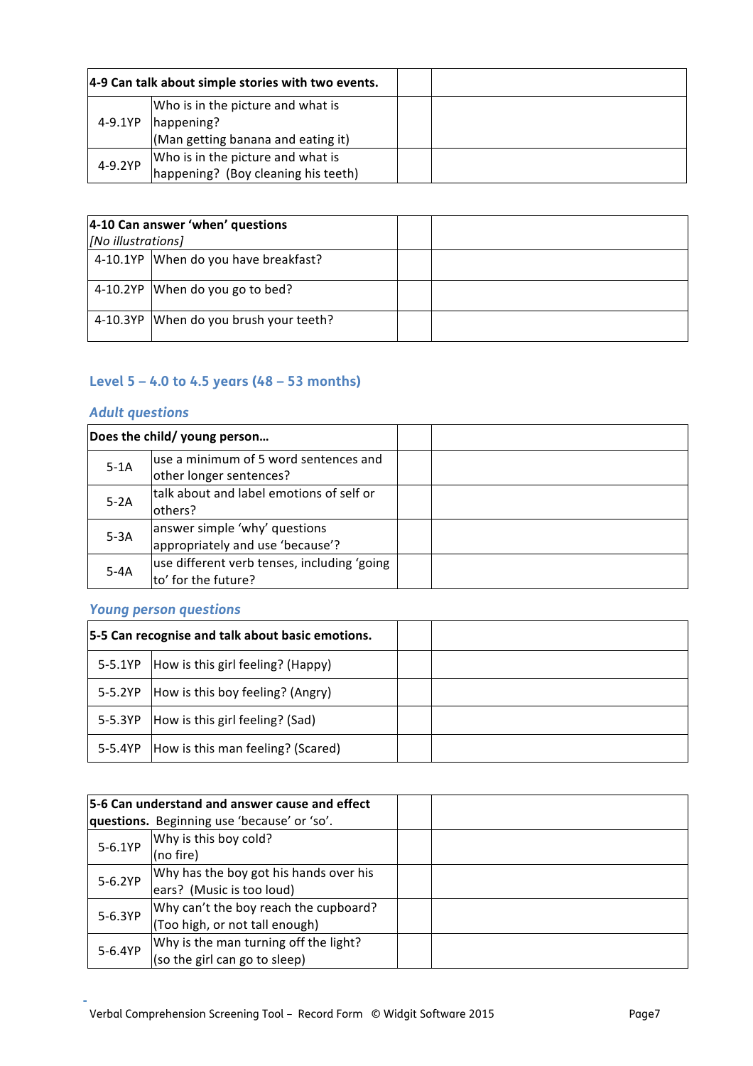| 4-9 Can talk about simple stories with two events. | | | |
|---|---|---|---|
| 4-9.1YP | Who is in the picture and what is happening? (Man getting banana and eating it) | | |
| 4-9.2YP | Who is in the picture and what is happening? (Boy cleaning his teeth) | | |

| 4-10 Can answer 'when' questions *[No illustrations]* | | | |
|---|---|---|---|
| 4-10.1YP | When do you have breakfast? | | |
| 4-10.2YP | When do you go to bed? | | |
| 4-10.3YP | When do you brush your teeth? | | |

## Level 5 – 4.0 to 4.5 years (48 – 53 months)

### *Adult questions*

| Does the child/ young person… | | | |
|---|---|---|---|
| 5-1A | use a minimum of 5 word sentences and other longer sentences? | | |
| 5-2A | talk about and label emotions of self or others? | | |
| 5-3A | answer simple 'why' questions appropriately and use 'because'? | | |
| 5-4A | use different verb tenses, including 'going to' for the future? | | |

### *Young person questions*

| 5-5 Can recognise and talk about basic emotions. | | | |
|---|---|---|---|
| 5-5.1YP | How is this girl feeling? (Happy) | | |
| 5-5.2YP | How is this boy feeling? (Angry) | | |
| 5-5.3YP | How is this girl feeling? (Sad) | | |
| 5-5.4YP | How is this man feeling? (Scared) | | |

| 5-6 Can understand and answer cause and effect questions. Beginning use 'because' or 'so'. | | | |
|---|---|---|---|
| 5-6.1YP | Why is this boy cold? (no fire) | | |
| 5-6.2YP | Why has the boy got his hands over his ears? (Music is too loud) | | |
| 5-6.3YP | Why can't the boy reach the cupboard? (Too high, or not tall enough) | | |
| 5-6.4YP | Why is the man turning off the light? (so the girl can go to sleep) | | |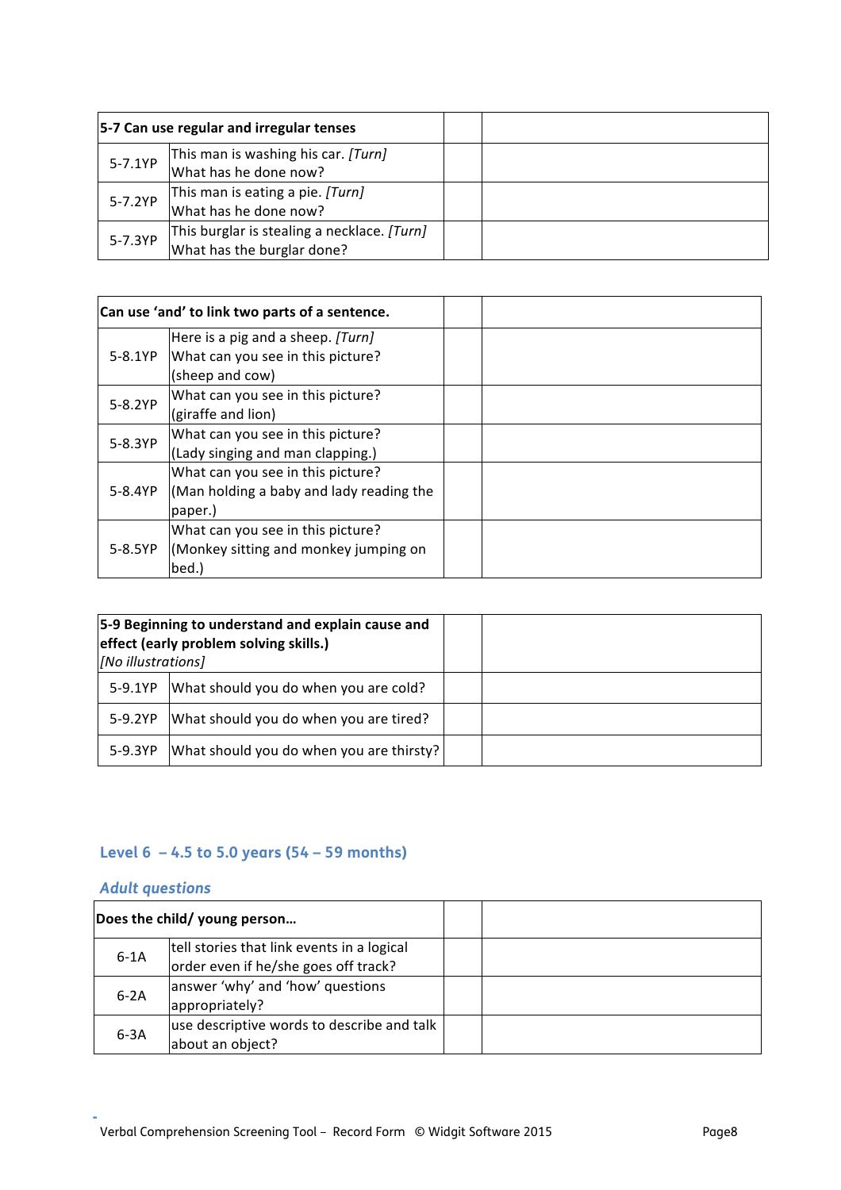| 5-7 Can use regular and irregular tenses | | | |
|---|---|---|---|
| 5-7.1YP | This man is washing his car. *[Turn]* What has he done now? | | |
| 5-7.2YP | This man is eating a pie. *[Turn]* What has he done now? | | |
| 5-7.3YP | This burglar is stealing a necklace. *[Turn]* What has the burglar done? | | |

| Can use 'and' to link two parts of a sentence. | | | |
|---|---|---|---|
| 5-8.1YP | Here is a pig and a sheep. *[Turn]* What can you see in this picture? (sheep and cow) | | |
| 5-8.2YP | What can you see in this picture? (giraffe and lion) | | |
| 5-8.3YP | What can you see in this picture? (Lady singing and man clapping.) | | |
| 5-8.4YP | What can you see in this picture? (Man holding a baby and lady reading the paper.) | | |
| 5-8.5YP | What can you see in this picture? (Monkey sitting and monkey jumping on bed.) | | |

| 5-9 Beginning to understand and explain cause and effect (early problem solving skills.) *[No illustrations]* | | | |
|---|---|---|---|
| 5-9.1YP | What should you do when you are cold? | | |
| 5-9.2YP | What should you do when you are tired? | | |
| 5-9.3YP | What should you do when you are thirsty? | | |

## Level 6 – 4.5 to 5.0 years (54 – 59 months)

### *Adult questions*

| Does the child/ young person… | | | |
|---|---|---|---|
| 6-1A | tell stories that link events in a logical order even if he/she goes off track? | | |
| 6-2A | answer 'why' and 'how' questions appropriately? | | |
| 6-3A | use descriptive words to describe and talk about an object? | | |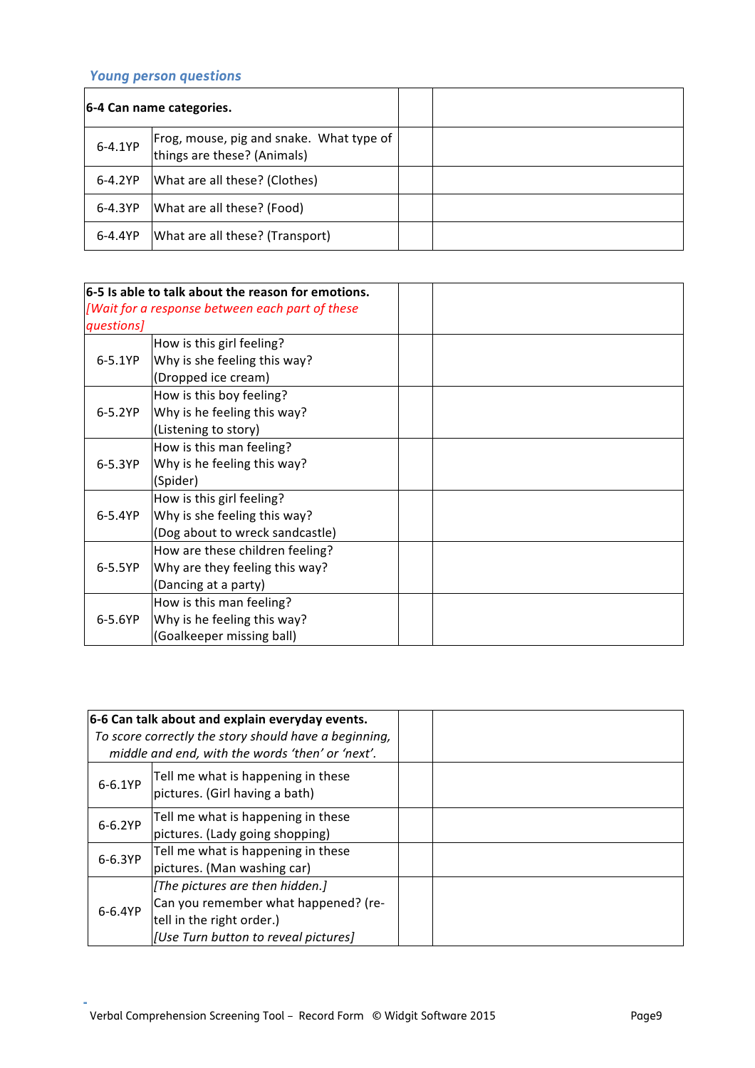*Young person questions*

| 6-4 Can name categories. | | | |
|---|---|---|---|
| 6-4.1YP | Frog, mouse, pig and snake. What type of things are these? (Animals) | | |
| 6-4.2YP | What are all these? (Clothes) | | |
| 6-4.3YP | What are all these? (Food) | | |
| 6-4.4YP | What are all these? (Transport) | | |

| **6-5 Is able to talk about the reason for emotions.** *[Wait for a response between each part of these questions]* | | | |
|---|---|---|---|
| 6-5.1YP | How is this girl feeling?<br>Why is she feeling this way?<br>(Dropped ice cream) | | |
| 6-5.2YP | How is this boy feeling?<br>Why is he feeling this way?<br>(Listening to story) | | |
| 6-5.3YP | How is this man feeling?<br>Why is he feeling this way?<br>(Spider) | | |
| 6-5.4YP | How is this girl feeling?<br>Why is she feeling this way?<br>(Dog about to wreck sandcastle) | | |
| 6-5.5YP | How are these children feeling?<br>Why are they feeling this way?<br>(Dancing at a party) | | |
| 6-5.6YP | How is this man feeling?<br>Why is he feeling this way?<br>(Goalkeeper missing ball) | | |

| **6-6 Can talk about and explain everyday events.** *To score correctly the story should have a beginning, middle and end, with the words 'then' or 'next'.* | | | |
|---|---|---|---|
| 6-6.1YP | Tell me what is happening in these pictures. (Girl having a bath) | | |
| 6-6.2YP | Tell me what is happening in these pictures. (Lady going shopping) | | |
| 6-6.3YP | Tell me what is happening in these pictures. (Man washing car) | | |
| 6-6.4YP | *[The pictures are then hidden.]*<br>Can you remember what happened? (re-tell in the right order.)<br>*[Use Turn button to reveal pictures]* | | |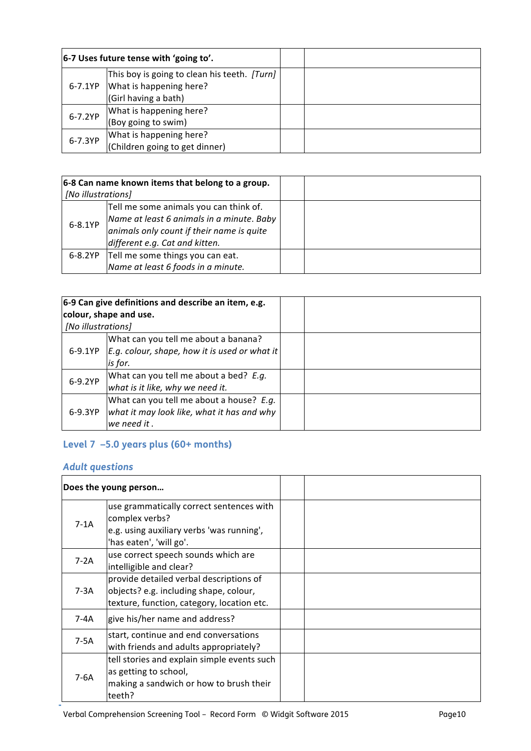| **6-7 Uses future tense with 'going to'.** | | | |
|---|---|---|---|
| 6-7.1YP | This boy is going to clean his teeth. *[Turn]* What is happening here? (Girl having a bath) | | |
| 6-7.2YP | What is happening here? (Boy going to swim) | | |
| 6-7.3YP | What is happening here? (Children going to get dinner) | | |

| **6-8 Can name known items that belong to a group.** *[No illustrations]* | | | |
|---|---|---|---|
| 6-8.1YP | Tell me some animals you can think of. *Name at least 6 animals in a minute. Baby animals only count if their name is quite different e.g. Cat and kitten.* | | |
| 6-8.2YP | Tell me some things you can eat. *Name at least 6 foods in a minute.* | | |

| **6-9 Can give definitions and describe an item, e.g. colour, shape and use.** *[No illustrations]* | | | |
|---|---|---|---|
| 6-9.1YP | What can you tell me about a banana? *E.g. colour, shape, how it is used or what it is for.* | | |
| 6-9.2YP | What can you tell me about a bed? *E.g. what is it like, why we need it.* | | |
| 6-9.3YP | What can you tell me about a house? *E.g. what it may look like, what it has and why we need it .* | | |

## Level 7 –5.0 years plus (60+ months)

### *Adult questions*

| **Does the young person…** | | | |
|---|---|---|---|
| 7-1A | use grammatically correct sentences with complex verbs? e.g. using auxiliary verbs 'was running', 'has eaten', 'will go'. | | |
| 7-2A | use correct speech sounds which are intelligible and clear? | | |
| 7-3A | provide detailed verbal descriptions of objects? e.g. including shape, colour, texture, function, category, location etc. | | |
| 7-4A | give his/her name and address? | | |
| 7-5A | start, continue and end conversations with friends and adults appropriately? | | |
| 7-6A | tell stories and explain simple events such as getting to school, making a sandwich or how to brush their teeth? | | |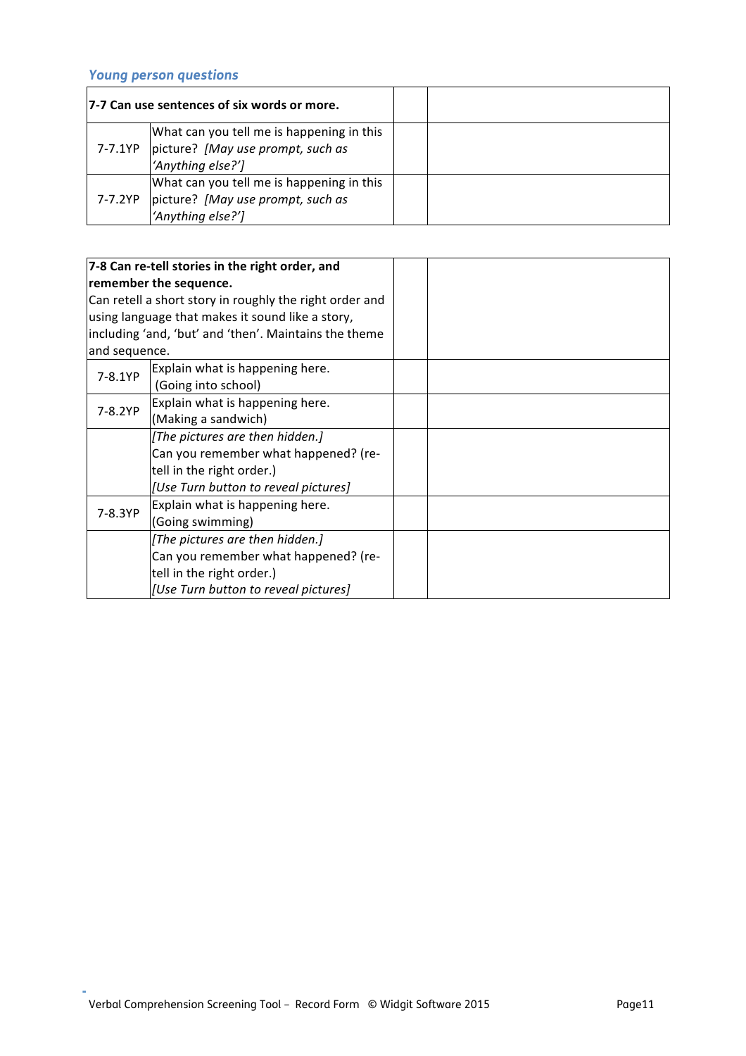### *Young person questions*

| | | | |
|---|---|---|---|
| **7-7 Can use sentences of six words or more.** | | | |
| 7-7.1YP | What can you tell me is happening in this picture? *[May use prompt, such as 'Anything else?']* | | |
| 7-7.2YP | What can you tell me is happening in this picture? *[May use prompt, such as 'Anything else?']* | | |

| | | | |
|---|---|---|---|
| **7-8 Can re-tell stories in the right order, and remember the sequence.** Can retell a short story in roughly the right order and using language that makes it sound like a story, including 'and, 'but' and 'then'. Maintains the theme and sequence. | | | |
| 7-8.1YP | Explain what is happening here. (Going into school) | | |
| 7-8.2YP | Explain what is happening here. (Making a sandwich) | | |
| | *[The pictures are then hidden.]* Can you remember what happened? (re-tell in the right order.) *[Use Turn button to reveal pictures]* | | |
| 7-8.3YP | Explain what is happening here. (Going swimming) | | |
| | *[The pictures are then hidden.]* Can you remember what happened? (re-tell in the right order.) *[Use Turn button to reveal pictures]* | | |